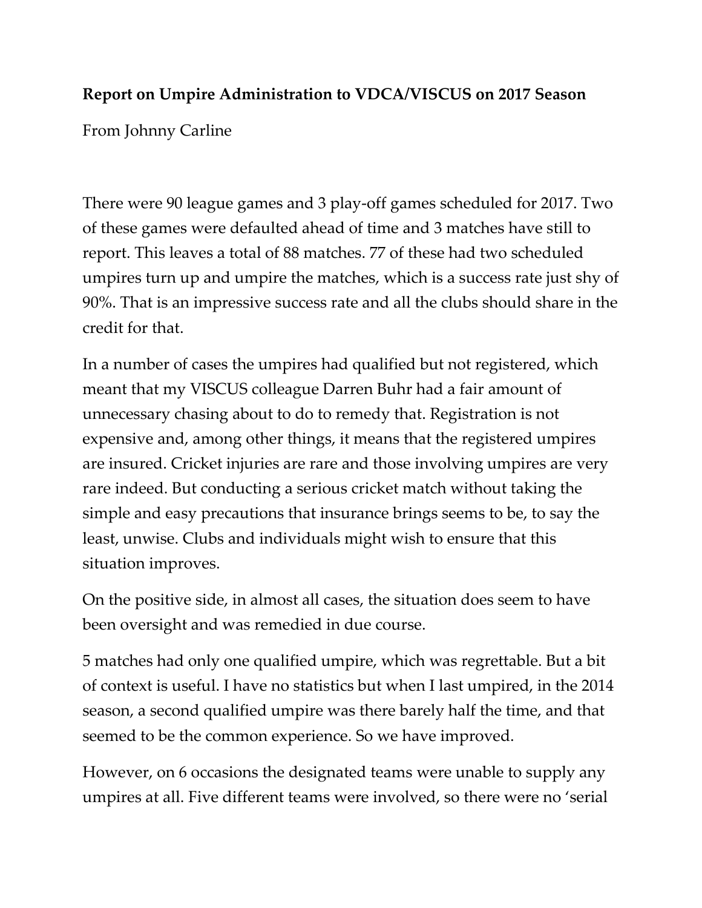**Report on Umpire Administration to VDCA/VISCUS on 2017 Season**

From Johnny Carline

There were 90 league games and 3 play-off games scheduled for 2017. Two of these games were defaulted ahead of time and 3 matches have still to report. This leaves a total of 88 matches. 77 of these had two scheduled umpires turn up and umpire the matches, which is a success rate just shy of 90%. That is an impressive success rate and all the clubs should share in the credit for that.

In a number of cases the umpires had qualified but not registered, which meant that my VISCUS colleague Darren Buhr had a fair amount of unnecessary chasing about to do to remedy that. Registration is not expensive and, among other things, it means that the registered umpires are insured. Cricket injuries are rare and those involving umpires are very rare indeed. But conducting a serious cricket match without taking the simple and easy precautions that insurance brings seems to be, to say the least, unwise. Clubs and individuals might wish to ensure that this situation improves.

On the positive side, in almost all cases, the situation does seem to have been oversight and was remedied in due course.

5 matches had only one qualified umpire, which was regrettable. But a bit of context is useful. I have no statistics but when I last umpired, in the 2014 season, a second qualified umpire was there barely half the time, and that seemed to be the common experience. So we have improved.

However, on 6 occasions the designated teams were unable to supply any umpires at all. Five different teams were involved, so there were no 'serial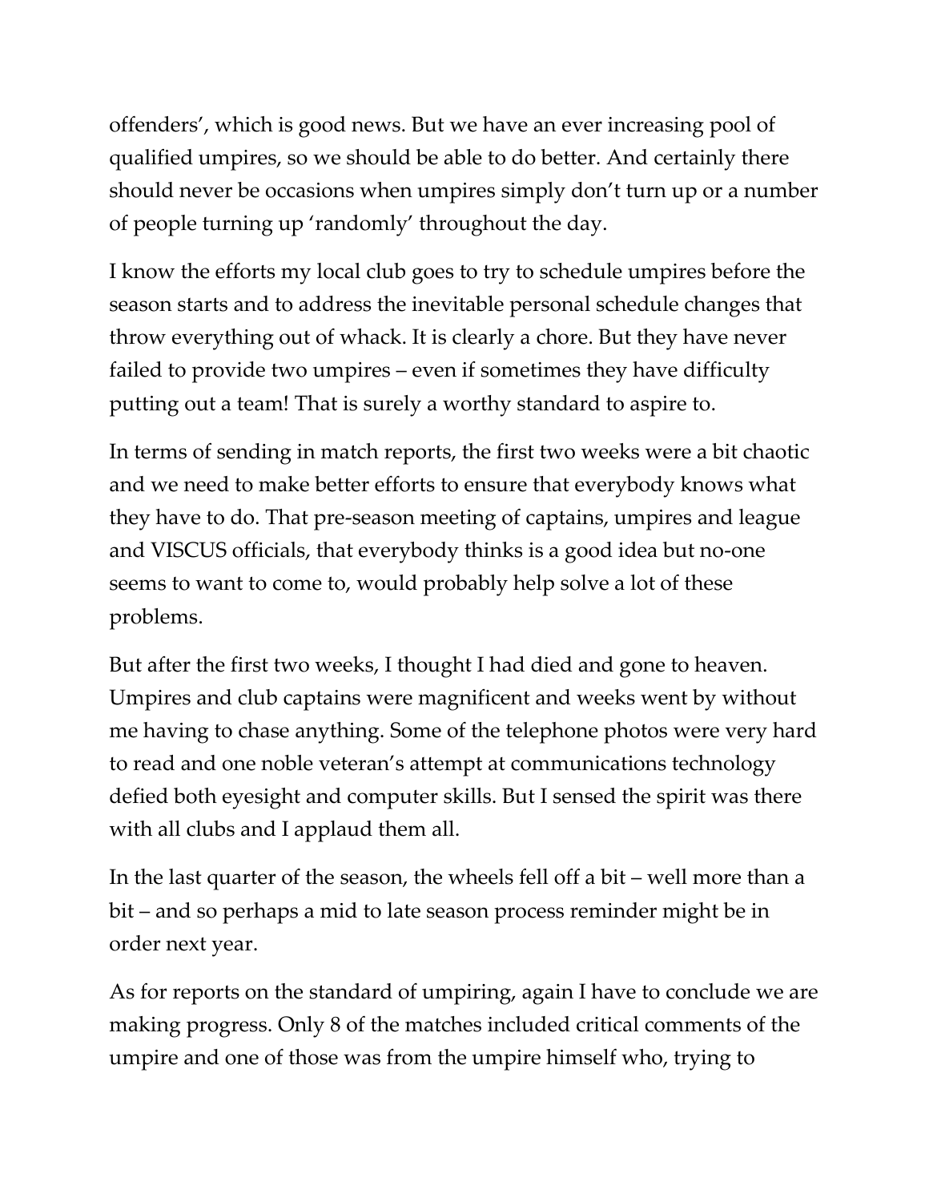offenders', which is good news. But we have an ever increasing pool of qualified umpires, so we should be able to do better. And certainly there should never be occasions when umpires simply don't turn up or a number of people turning up 'randomly' throughout the day.

I know the efforts my local club goes to try to schedule umpires before the season starts and to address the inevitable personal schedule changes that throw everything out of whack. It is clearly a chore. But they have never failed to provide two umpires – even if sometimes they have difficulty putting out a team! That is surely a worthy standard to aspire to.

In terms of sending in match reports, the first two weeks were a bit chaotic and we need to make better efforts to ensure that everybody knows what they have to do. That pre-season meeting of captains, umpires and league and VISCUS officials, that everybody thinks is a good idea but no-one seems to want to come to, would probably help solve a lot of these problems.

But after the first two weeks, I thought I had died and gone to heaven. Umpires and club captains were magnificent and weeks went by without me having to chase anything. Some of the telephone photos were very hard to read and one noble veteran's attempt at communications technology defied both eyesight and computer skills. But I sensed the spirit was there with all clubs and I applaud them all.

In the last quarter of the season, the wheels fell off a bit – well more than a bit – and so perhaps a mid to late season process reminder might be in order next year.

As for reports on the standard of umpiring, again I have to conclude we are making progress. Only 8 of the matches included critical comments of the umpire and one of those was from the umpire himself who, trying to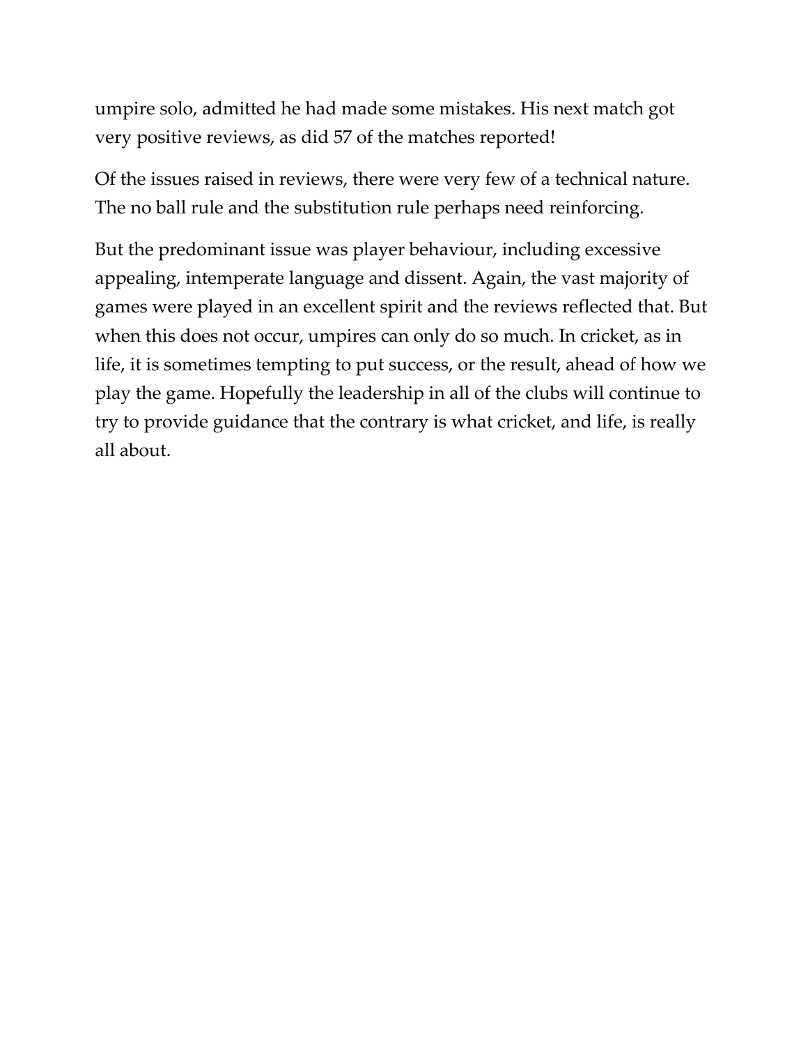umpire solo, admitted he had made some mistakes. His next match got very positive reviews, as did 57 of the matches reported!

Of the issues raised in reviews, there were very few of a technical nature. The no ball rule and the substitution rule perhaps need reinforcing.

But the predominant issue was player behaviour, including excessive appealing, intemperate language and dissent. Again, the vast majority of games were played in an excellent spirit and the reviews reflected that. But when this does not occur, umpires can only do so much. In cricket, as in life, it is sometimes tempting to put success, or the result, ahead of how we play the game. Hopefully the leadership in all of the clubs will continue to try to provide guidance that the contrary is what cricket, and life, is really all about.